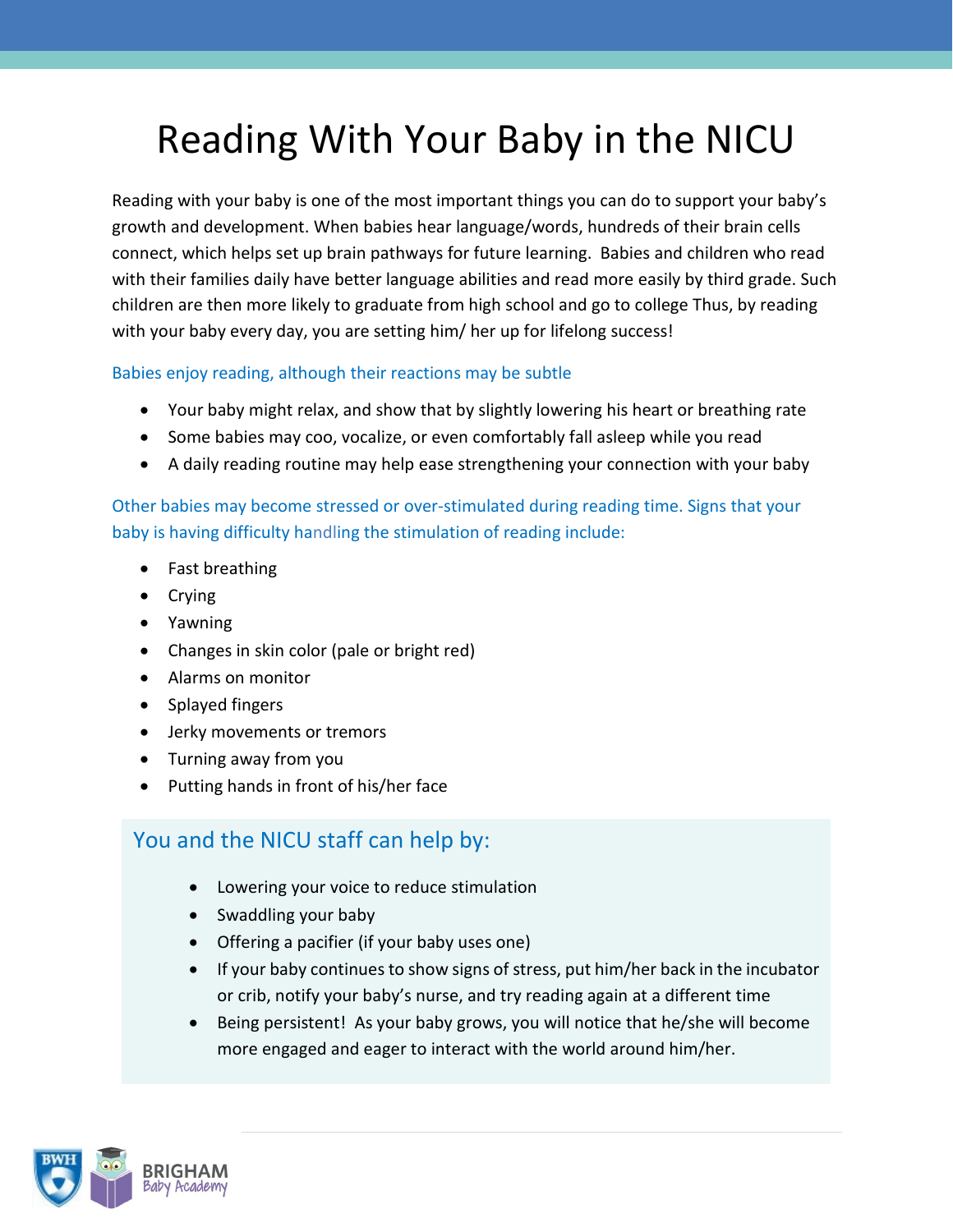# Reading With Your Baby in the NICU

Reading with your baby is one of the most important things you can do to support your baby's growth and development. When babies hear language/words, hundreds of their brain cells connect, which helps set up brain pathways for future learning. Babies and children who read with their families daily have better language abilities and read more easily by third grade. Such children are then more likely to graduate from high school and go to college Thus, by reading with your baby every day, you are setting him/ her up for lifelong success!

### Babies enjoy reading, although their reactions may be subtle

- Your baby might relax, and show that by slightly lowering his heart or breathing rate
- Some babies may coo, vocalize, or even comfortably fall asleep while you read
- A daily reading routine may help ease strengthening your connection with your baby

### Other babies may become stressed or over-stimulated during reading time. Signs that your baby is having difficulty handling the stimulation of reading include:

- Fast breathing
- Crying
- Yawning
- Changes in skin color (pale or bright red)
- Alarms on monitor
- Splayed fingers
- Jerky movements or tremors
- Turning away from you
- Putting hands in front of his/her face

## You and the NICU staff can help by:

- Lowering your voice to reduce stimulation
- Swaddling your baby
- Offering a pacifier (if your baby uses one)
- If your baby continues to show signs of stress, put him/her back in the incubator or crib, notify your baby's nurse, and try reading again at a different time
- Being persistent! As your baby grows, you will notice that he/she will become more engaged and eager to interact with the world around him/her.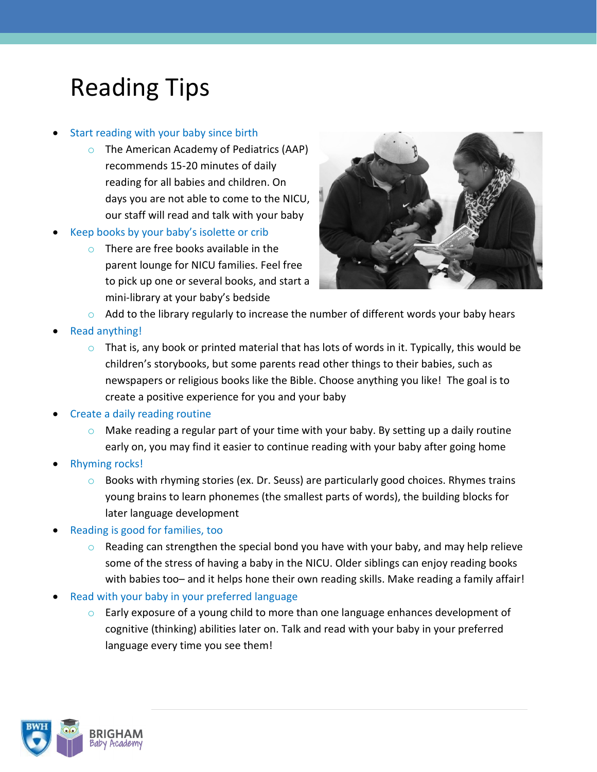# Reading Tips

- Start reading with your baby since birth
  - The American Academy of Pediatrics (AAP) recommends 15-20 minutes of daily reading for all babies and children. On days you are not able to come to the NICU, our staff will read and talk with your baby
- Keep books by your baby's isolette or crib
  - There are free books available in the parent lounge for NICU families. Feel free to pick up one or several books, and start a mini-library at your baby's bedside
  - Add to the library regularly to increase the number of different words your baby hears
- Read anything!
  - That is, any book or printed material that has lots of words in it. Typically, this would be children's storybooks, but some parents read other things to their babies, such as newspapers or religious books like the Bible. Choose anything you like! The goal is to create a positive experience for you and your baby
- Create a daily reading routine
  - Make reading a regular part of your time with your baby. By setting up a daily routine early on, you may find it easier to continue reading with your baby after going home
- Rhyming rocks!
  - Books with rhyming stories (ex. Dr. Seuss) are particularly good choices. Rhymes trains young brains to learn phonemes (the smallest parts of words), the building blocks for later language development
- Reading is good for families, too
  - Reading can strengthen the special bond you have with your baby, and may help relieve some of the stress of having a baby in the NICU. Older siblings can enjoy reading books with babies too– and it helps hone their own reading skills. Make reading a family affair!
- Read with your baby in your preferred language
  - Early exposure of a young child to more than one language enhances development of cognitive (thinking) abilities later on. Talk and read with your baby in your preferred language every time you see them!